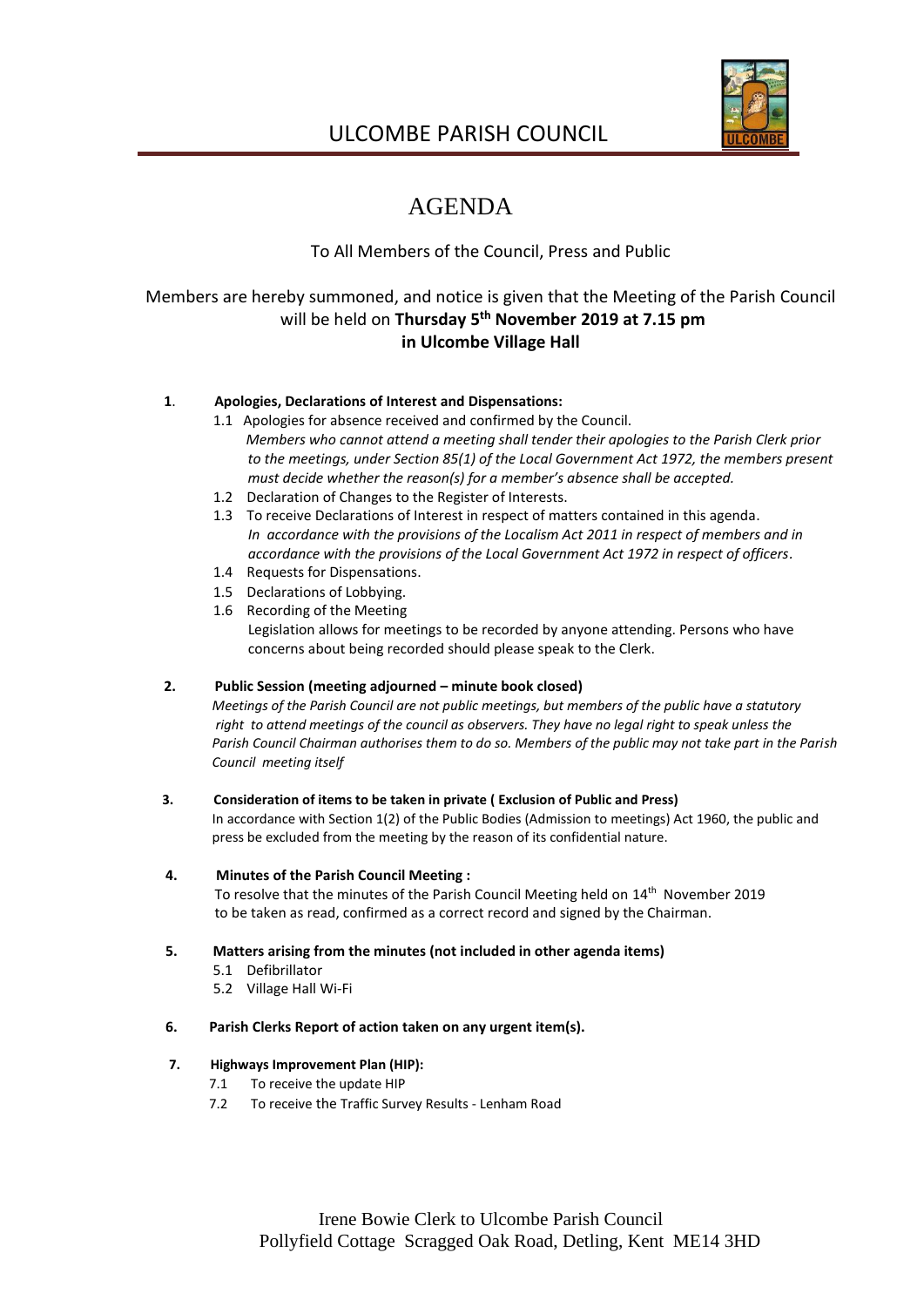# ULCOMBE PARISH COUNCIL

## AGENDA

To All Members of the Council, Press and Public

Members are hereby summoned, and notice is given that the Meeting of the Parish Council will be held on **Thursday 5th November 2019 at 7.15 pm in Ulcombe Village Hall**

**1. Apologies, Declarations of Interest and Dispensations:**

1.1 Apologies for absence received and confirmed by the Council.
*Members who cannot attend a meeting shall tender their apologies to the Parish Clerk prior to the meetings, under Section 85(1) of the Local Government Act 1972, the members present must decide whether the reason(s) for a member's absence shall be accepted.*

1.2 Declaration of Changes to the Register of Interests.

1.3 To receive Declarations of Interest in respect of matters contained in this agenda.
*In accordance with the provisions of the Localism Act 2011 in respect of members and in accordance with the provisions of the Local Government Act 1972 in respect of officers.*

1.4 Requests for Dispensations.

1.5 Declarations of Lobbying.

1.6 Recording of the Meeting
Legislation allows for meetings to be recorded by anyone attending. Persons who have concerns about being recorded should please speak to the Clerk.

**2. Public Session (meeting adjourned – minute book closed)**

*Meetings of the Parish Council are not public meetings, but members of the public have a statutory right to attend meetings of the council as observers. They have no legal right to speak unless the Parish Council Chairman authorises them to do so. Members of the public may not take part in the Parish Council meeting itself*

**3. Consideration of items to be taken in private ( Exclusion of Public and Press)**

In accordance with Section 1(2) of the Public Bodies (Admission to meetings) Act 1960, the public and press be excluded from the meeting by the reason of its confidential nature.

**4. Minutes of the Parish Council Meeting :**

To resolve that the minutes of the Parish Council Meeting held on 14th November 2019 to be taken as read, confirmed as a correct record and signed by the Chairman.

**5. Matters arising from the minutes (not included in other agenda items)**

5.1 Defibrillator

5.2 Village Hall Wi-Fi

**6. Parish Clerks Report of action taken on any urgent item(s).**

**7. Highways Improvement Plan (HIP):**

7.1 To receive the update HIP

7.2 To receive the Traffic Survey Results - Lenham Road

Irene Bowie Clerk to Ulcombe Parish Council
Pollyfield Cottage Scragged Oak Road, Detling, Kent ME14 3HD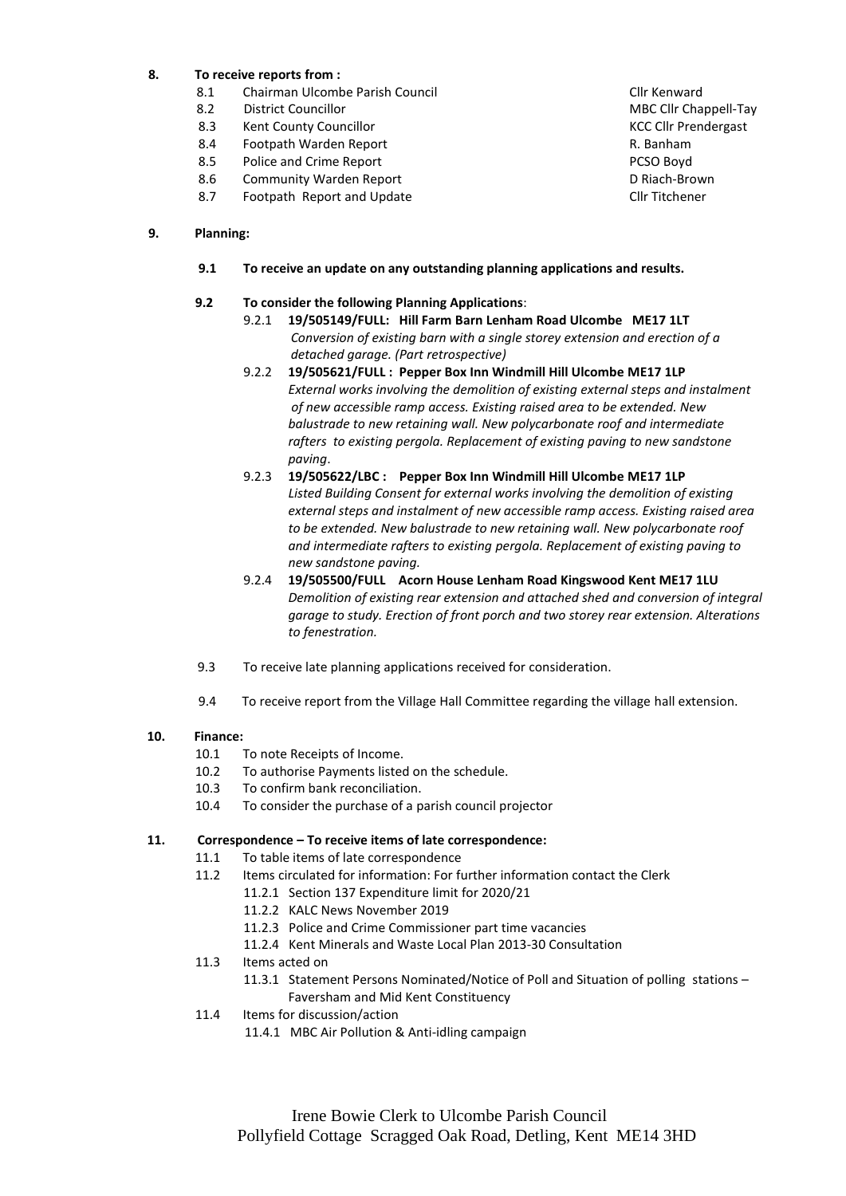**8. To receive reports from :**

| | | |
|---|---|---|
| 8.1 | Chairman Ulcombe Parish Council | Cllr Kenward |
| 8.2 | District Councillor | MBC Cllr Chappell-Tay |
| 8.3 | Kent County Councillor | KCC Cllr Prendergast |
| 8.4 | Footpath Warden Report | R. Banham |
| 8.5 | Police and Crime Report | PCSO Boyd |
| 8.6 | Community Warden Report | D Riach-Brown |
| 8.7 | Footpath Report and Update | Cllr Titchener |

**9. Planning:**

**9.1 To receive an update on any outstanding planning applications and results.**

**9.2 To consider the following Planning Applications**:

9.2.1 **19/505149/FULL: Hill Farm Barn Lenham Road Ulcombe ME17 1LT**
*Conversion of existing barn with a single storey extension and erection of a detached garage. (Part retrospective)*

9.2.2 **19/505621/FULL : Pepper Box Inn Windmill Hill Ulcombe ME17 1LP**
*External works involving the demolition of existing external steps and instalment of new accessible ramp access. Existing raised area to be extended. New balustrade to new retaining wall. New polycarbonate roof and intermediate rafters to existing pergola. Replacement of existing paving to new sandstone paving*.

9.2.3 **19/505622/LBC : Pepper Box Inn Windmill Hill Ulcombe ME17 1LP**
*Listed Building Consent for external works involving the demolition of existing external steps and instalment of new accessible ramp access. Existing raised area to be extended. New balustrade to new retaining wall. New polycarbonate roof and intermediate rafters to existing pergola. Replacement of existing paving to new sandstone paving.*

9.2.4 **19/505500/FULL Acorn House Lenham Road Kingswood Kent ME17 1LU**
*Demolition of existing rear extension and attached shed and conversion of integral garage to study. Erection of front porch and two storey rear extension. Alterations to fenestration.*

9.3 To receive late planning applications received for consideration.

9.4 To receive report from the Village Hall Committee regarding the village hall extension.

**10. Finance:**

10.1 To note Receipts of Income.
10.2 To authorise Payments listed on the schedule.
10.3 To confirm bank reconciliation.
10.4 To consider the purchase of a parish council projector

**11. Correspondence – To receive items of late correspondence:**

11.1 To table items of late correspondence
11.2 Items circulated for information: For further information contact the Clerk
 11.2.1 Section 137 Expenditure limit for 2020/21
 11.2.2 KALC News November 2019
 11.2.3 Police and Crime Commissioner part time vacancies
 11.2.4 Kent Minerals and Waste Local Plan 2013-30 Consultation
11.3 Items acted on
 11.3.1 Statement Persons Nominated/Notice of Poll and Situation of polling stations – Faversham and Mid Kent Constituency
11.4 Items for discussion/action
 11.4.1 MBC Air Pollution & Anti-idling campaign

Irene Bowie Clerk to Ulcombe Parish Council
Pollyfield Cottage Scragged Oak Road, Detling, Kent ME14 3HD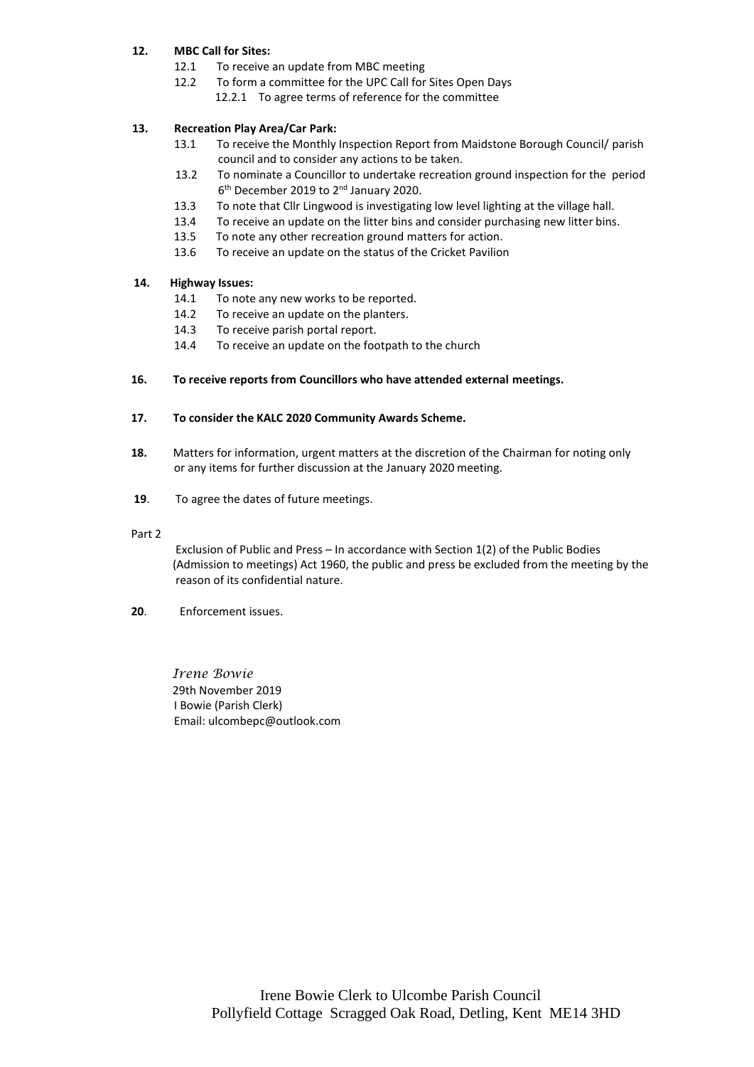**12. MBC Call for Sites:**

- 12.1 To receive an update from MBC meeting
- 12.2 To form a committee for the UPC Call for Sites Open Days
  - 12.2.1 To agree terms of reference for the committee

**13. Recreation Play Area/Car Park:**

- 13.1 To receive the Monthly Inspection Report from Maidstone Borough Council/ parish council and to consider any actions to be taken.
- 13.2 To nominate a Councillor to undertake recreation ground inspection for the period 6th December 2019 to 2nd January 2020.
- 13.3 To note that Cllr Lingwood is investigating low level lighting at the village hall.
- 13.4 To receive an update on the litter bins and consider purchasing new litter bins.
- 13.5 To note any other recreation ground matters for action.
- 13.6 To receive an update on the status of the Cricket Pavilion

**14. Highway Issues:**

- 14.1 To note any new works to be reported.
- 14.2 To receive an update on the planters.
- 14.3 To receive parish portal report.
- 14.4 To receive an update on the footpath to the church

**16. To receive reports from Councillors who have attended external meetings.**

**17. To consider the KALC 2020 Community Awards Scheme.**

**18.** Matters for information, urgent matters at the discretion of the Chairman for noting only or any items for further discussion at the January 2020 meeting.

**19**. To agree the dates of future meetings.

Part 2

Exclusion of Public and Press – In accordance with Section 1(2) of the Public Bodies (Admission to meetings) Act 1960, the public and press be excluded from the meeting by the reason of its confidential nature.

**20**. Enforcement issues.

*Irene Bowie*
29th November 2019
I Bowie (Parish Clerk)
Email: ulcombepc@outlook.com

Irene Bowie Clerk to Ulcombe Parish Council
Pollyfield Cottage Scragged Oak Road, Detling, Kent ME14 3HD